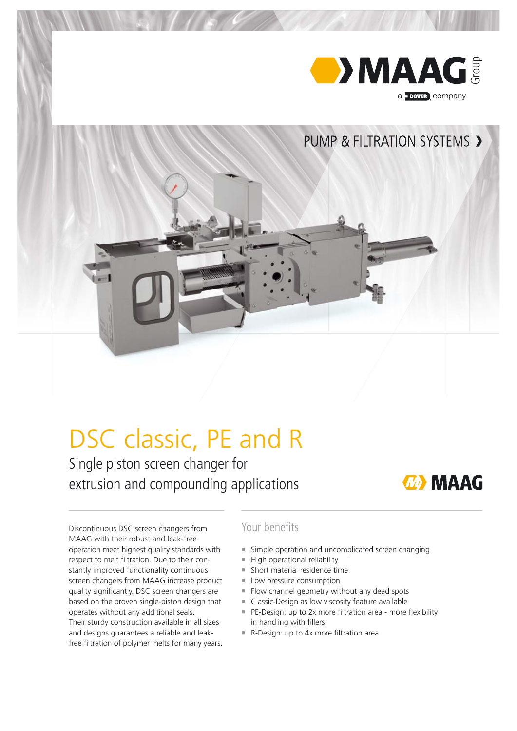MAAG Group

a DOVER company

PUMP & FILTRATION SYSTEMS ›

# DSC classic, PE and R

## Single piston screen changer for extrusion and compounding applications

MAAG

Discontinuous DSC screen changers from MAAG with their robust and leak-free operation meet highest quality standards with respect to melt filtration. Due to their constantly improved functionality continuous screen changers from MAAG increase product quality significantly. DSC screen changers are based on the proven single-piston design that operates without any additional seals. Their sturdy construction available in all sizes and designs guarantees a reliable and leak-free filtration of polymer melts for many years.

### Your benefits

- Simple operation and uncomplicated screen changing
- High operational reliability
- Short material residence time
- Low pressure consumption
- Flow channel geometry without any dead spots
- Classic-Design as low viscosity feature available
- PE-Design: up to 2x more filtration area - more flexibility in handling with fillers
- R-Design: up to 4x more filtration area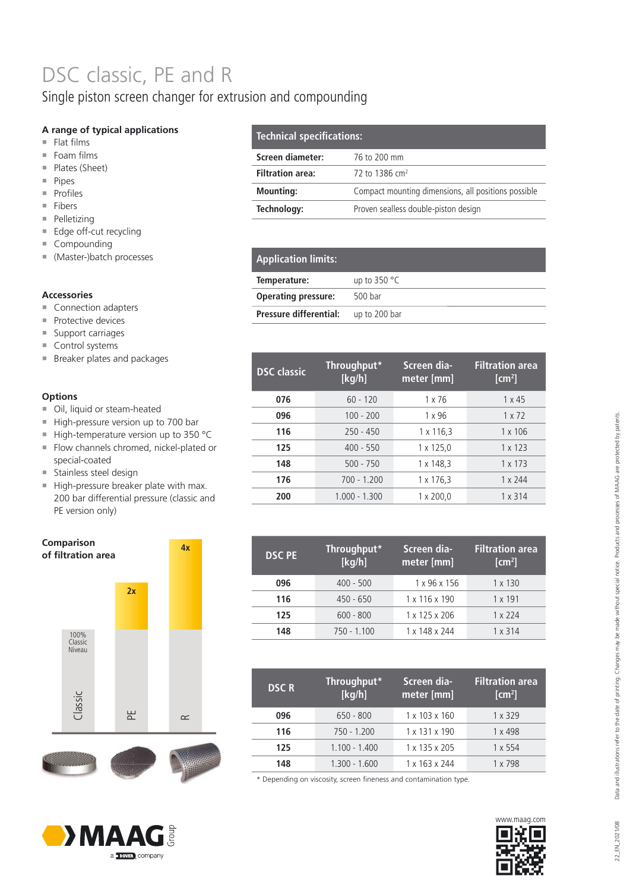# DSC classic, PE and R

## Single piston screen changer for extrusion and compounding

### A range of typical applications

- Flat films
- Foam films
- Plates (Sheet)
- Pipes
- Profiles
- Fibers
- Pelletizing
- Edge off-cut recycling
- Compounding
- (Master-)batch processes

### Accessories

- Connection adapters
- Protective devices
- Support carriages
- Control systems
- Breaker plates and packages

### Options

- Oil, liquid or steam-heated
- High-pressure version up to 700 bar
- High-temperature version up to 350 °C
- Flow channels chromed, nickel-plated or special-coated
- Stainless steel design
- High-pressure breaker plate with max. 200 bar differential pressure (classic and PE version only)

### Comparison of filtration area

100% Classic Niveau

Classic

2x

PE

4x

R

| Technical specifications: | |
|---|---|
| **Screen diameter:** | 76 to 200 mm |
| **Filtration area:** | 72 to 1386 cm² |
| **Mounting:** | Compact mounting dimensions, all positions possible |
| **Technology:** | Proven sealless double-piston design |

| Application limits: | |
|---|---|
| **Temperature:** | up to 350 °C |
| **Operating pressure:** | 500 bar |
| **Pressure differential:** | up to 200 bar |

| DSC classic | Throughput* [kg/h] | Screen diameter [mm] | Filtration area [cm²] |
|---|---|---|---|
| **076** | 60 - 120 | 1 x 76 | 1 x 45 |
| **096** | 100 - 200 | 1 x 96 | 1 x 72 |
| **116** | 250 - 450 | 1 x 116,3 | 1 x 106 |
| **125** | 400 - 550 | 1 x 125,0 | 1 x 123 |
| **148** | 500 - 750 | 1 x 148,3 | 1 x 173 |
| **176** | 700 - 1.200 | 1 x 176,3 | 1 x 244 |
| **200** | 1.000 - 1.300 | 1 x 200,0 | 1 x 314 |

| DSC PE | Throughput* [kg/h] | Screen diameter [mm] | Filtration area [cm²] |
|---|---|---|---|
| **096** | 400 - 500 | 1 x 96 x 156 | 1 x 130 |
| **116** | 450 - 650 | 1 x 116 x 190 | 1 x 191 |
| **125** | 600 - 800 | 1 x 125 x 206 | 1 x 224 |
| **148** | 750 - 1.100 | 1 x 148 x 244 | 1 x 314 |

| DSC R | Throughput* [kg/h] | Screen diameter [mm] | Filtration area [cm²] |
|---|---|---|---|
| **096** | 650 - 800 | 1 x 103 x 160 | 1 x 329 |
| **116** | 750 - 1.200 | 1 x 131 x 190 | 1 x 498 |
| **125** | 1.100 - 1.400 | 1 x 135 x 205 | 1 x 554 |
| **148** | 1.300 - 1.600 | 1 x 163 x 244 | 1 x 798 |

\* Depending on viscosity, screen fineness and contamination type.

MAAG Group

a DOVER company

www.maag.com

Data and illustrations refer to the date of printing. Changes may be made without special notice. Products and processes of MAAG are protected by patents.

22_EN_2021/08